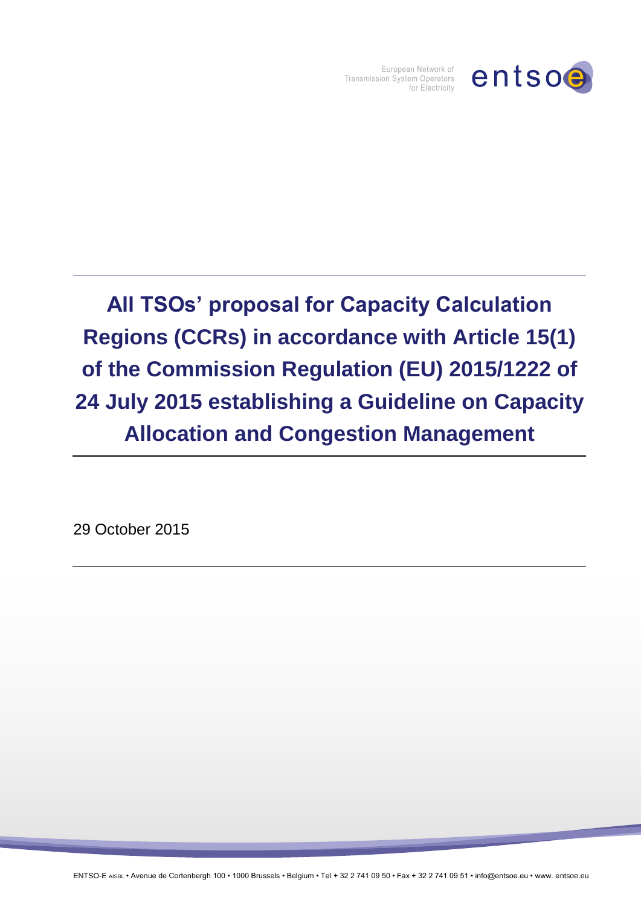European Network of Transmission System Operators for Electricity

# All TSOs' proposal for Capacity Calculation Regions (CCRs) in accordance with Article 15(1) of the Commission Regulation (EU) 2015/1222 of 24 July 2015 establishing a Guideline on Capacity Allocation and Congestion Management

29 October 2015

ENTSO-E AISBL • Avenue de Cortenbergh 100 • 1000 Brussels • Belgium • Tel + 32 2 741 09 50 • Fax + 32 2 741 09 51 • info@entsoe.eu • www. entsoe.eu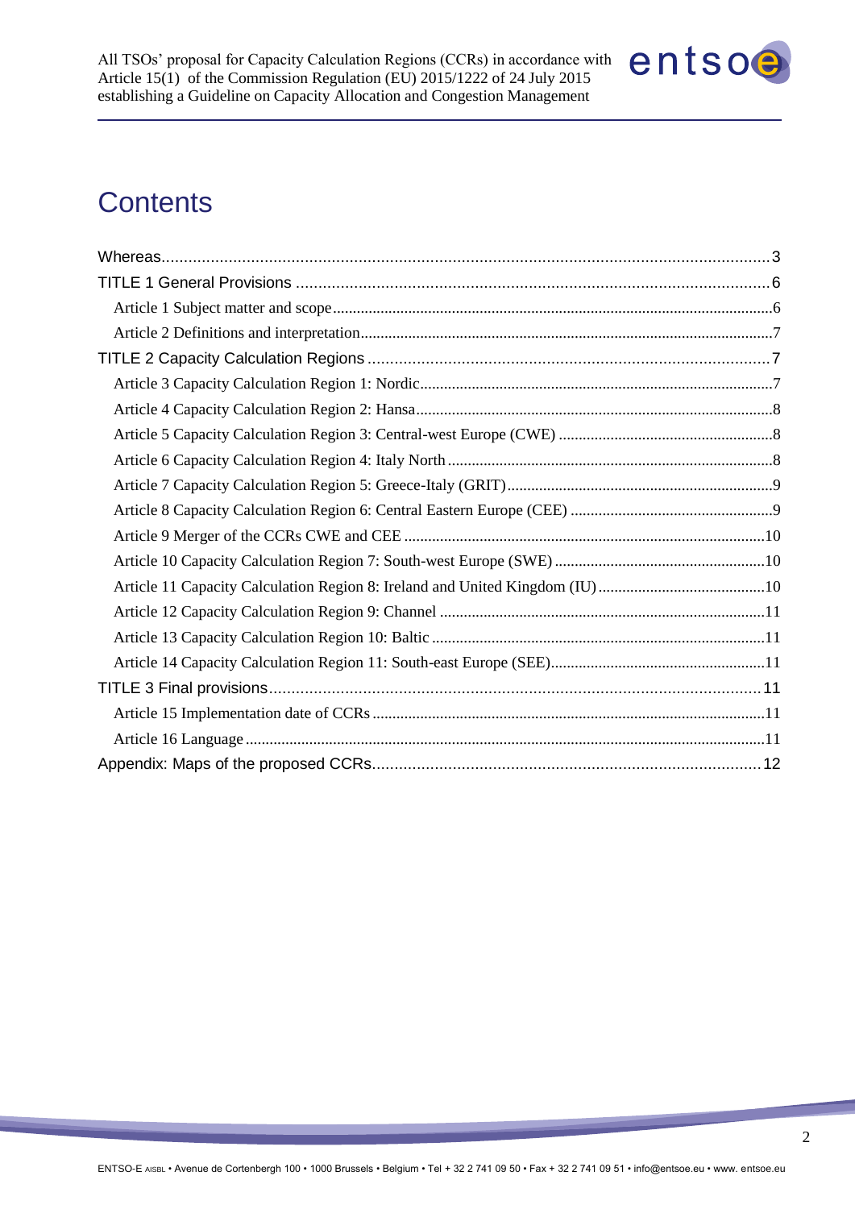# Contents

Whereas....................................................................................................................................3

TITLE 1 General Provisions ..........................................................................................6

- Article 1 Subject matter and scope..........................................................................6
- Article 2 Definitions and interpretation....................................................................7

TITLE 2 Capacity Calculation Regions ..........................................................................7

- Article 3 Capacity Calculation Region 1: Nordic........................................................7
- Article 4 Capacity Calculation Region 2: Hansa.........................................................8
- Article 5 Capacity Calculation Region 3: Central-west Europe (CWE) .........................8
- Article 6 Capacity Calculation Region 4: Italy North...................................................8
- Article 7 Capacity Calculation Region 5: Greece-Italy (GRIT)......................................9
- Article 8 Capacity Calculation Region 6: Central Eastern Europe (CEE) ......................9
- Article 9 Merger of the CCRs CWE and CEE ..........................................................10
- Article 10 Capacity Calculation Region 7: South-west Europe (SWE) .......................10
- Article 11 Capacity Calculation Region 8: Ireland and United Kingdom (IU)..............10
- Article 12 Capacity Calculation Region 9: Channel ..................................................11
- Article 13 Capacity Calculation Region 10: Baltic ....................................................11
- Article 14 Capacity Calculation Region 11: South-east Europe (SEE).........................11

TITLE 3 Final provisions..............................................................................................11

- Article 15 Implementation date of CCRs...................................................................11
- Article 16 Language ..................................................................................................11

Appendix: Maps of the proposed CCRs.........................................................................12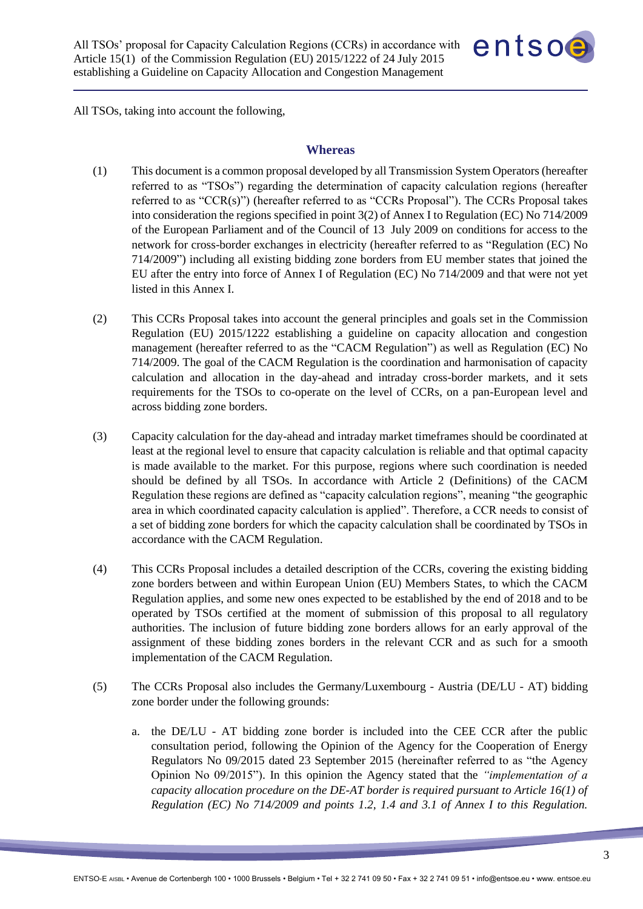All TSOs, taking into account the following,

## Whereas

(1) This document is a common proposal developed by all Transmission System Operators (hereafter referred to as "TSOs") regarding the determination of capacity calculation regions (hereafter referred to as "CCR(s)") (hereafter referred to as "CCRs Proposal"). The CCRs Proposal takes into consideration the regions specified in point 3(2) of Annex I to Regulation (EC) No 714/2009 of the European Parliament and of the Council of 13 July 2009 on conditions for access to the network for cross-border exchanges in electricity (hereafter referred to as "Regulation (EC) No 714/2009") including all existing bidding zone borders from EU member states that joined the EU after the entry into force of Annex I of Regulation (EC) No 714/2009 and that were not yet listed in this Annex I.

(2) This CCRs Proposal takes into account the general principles and goals set in the Commission Regulation (EU) 2015/1222 establishing a guideline on capacity allocation and congestion management (hereafter referred to as the "CACM Regulation") as well as Regulation (EC) No 714/2009. The goal of the CACM Regulation is the coordination and harmonisation of capacity calculation and allocation in the day-ahead and intraday cross-border markets, and it sets requirements for the TSOs to co-operate on the level of CCRs, on a pan-European level and across bidding zone borders.

(3) Capacity calculation for the day-ahead and intraday market timeframes should be coordinated at least at the regional level to ensure that capacity calculation is reliable and that optimal capacity is made available to the market. For this purpose, regions where such coordination is needed should be defined by all TSOs. In accordance with Article 2 (Definitions) of the CACM Regulation these regions are defined as "capacity calculation regions", meaning "the geographic area in which coordinated capacity calculation is applied". Therefore, a CCR needs to consist of a set of bidding zone borders for which the capacity calculation shall be coordinated by TSOs in accordance with the CACM Regulation.

(4) This CCRs Proposal includes a detailed description of the CCRs, covering the existing bidding zone borders between and within European Union (EU) Members States, to which the CACM Regulation applies, and some new ones expected to be established by the end of 2018 and to be operated by TSOs certified at the moment of submission of this proposal to all regulatory authorities. The inclusion of future bidding zone borders allows for an early approval of the assignment of these bidding zones borders in the relevant CCR and as such for a smooth implementation of the CACM Regulation.

(5) The CCRs Proposal also includes the Germany/Luxembourg - Austria (DE/LU - AT) bidding zone border under the following grounds:

   a. the DE/LU - AT bidding zone border is included into the CEE CCR after the public consultation period, following the Opinion of the Agency for the Cooperation of Energy Regulators No 09/2015 dated 23 September 2015 (hereinafter referred to as "the Agency Opinion No 09/2015"). In this opinion the Agency stated that the *"implementation of a capacity allocation procedure on the DE-AT border is required pursuant to Article 16(1) of Regulation (EC) No 714/2009 and points 1.2, 1.4 and 3.1 of Annex I to this Regulation.*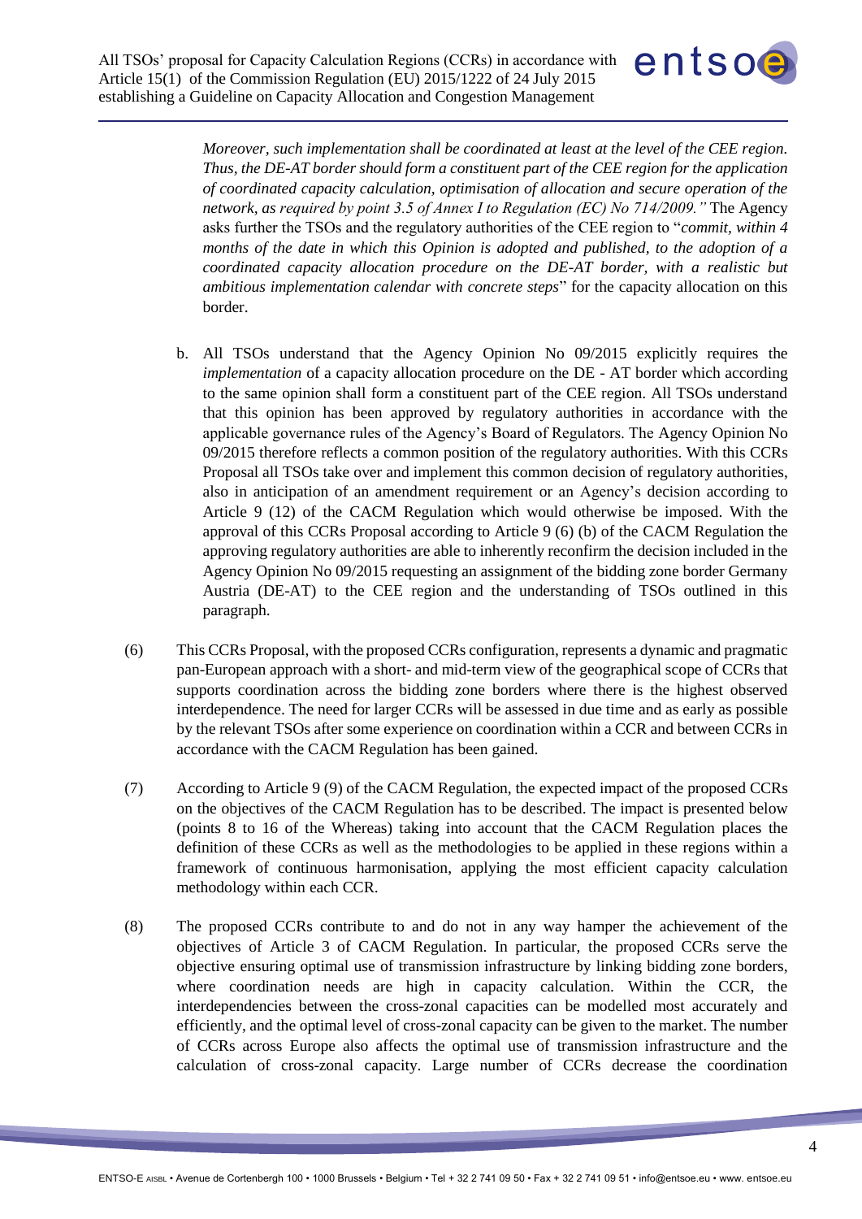*Moreover, such implementation shall be coordinated at least at the level of the CEE region. Thus, the DE-AT border should form a constituent part of the CEE region for the application of coordinated capacity calculation, optimisation of allocation and secure operation of the network, as required by point 3.5 of Annex I to Regulation (EC) No 714/2009."* The Agency asks further the TSOs and the regulatory authorities of the CEE region to "*commit, within 4 months of the date in which this Opinion is adopted and published, to the adoption of a coordinated capacity allocation procedure on the DE-AT border, with a realistic but ambitious implementation calendar with concrete steps*" for the capacity allocation on this border.

b. All TSOs understand that the Agency Opinion No 09/2015 explicitly requires the *implementation* of a capacity allocation procedure on the DE - AT border which according to the same opinion shall form a constituent part of the CEE region. All TSOs understand that this opinion has been approved by regulatory authorities in accordance with the applicable governance rules of the Agency's Board of Regulators. The Agency Opinion No 09/2015 therefore reflects a common position of the regulatory authorities. With this CCRs Proposal all TSOs take over and implement this common decision of regulatory authorities, also in anticipation of an amendment requirement or an Agency's decision according to Article 9 (12) of the CACM Regulation which would otherwise be imposed. With the approval of this CCRs Proposal according to Article 9 (6) (b) of the CACM Regulation the approving regulatory authorities are able to inherently reconfirm the decision included in the Agency Opinion No 09/2015 requesting an assignment of the bidding zone border Germany Austria (DE-AT) to the CEE region and the understanding of TSOs outlined in this paragraph.

(6) This CCRs Proposal, with the proposed CCRs configuration, represents a dynamic and pragmatic pan-European approach with a short- and mid-term view of the geographical scope of CCRs that supports coordination across the bidding zone borders where there is the highest observed interdependence. The need for larger CCRs will be assessed in due time and as early as possible by the relevant TSOs after some experience on coordination within a CCR and between CCRs in accordance with the CACM Regulation has been gained.

(7) According to Article 9 (9) of the CACM Regulation, the expected impact of the proposed CCRs on the objectives of the CACM Regulation has to be described. The impact is presented below (points 8 to 16 of the Whereas) taking into account that the CACM Regulation places the definition of these CCRs as well as the methodologies to be applied in these regions within a framework of continuous harmonisation, applying the most efficient capacity calculation methodology within each CCR.

(8) The proposed CCRs contribute to and do not in any way hamper the achievement of the objectives of Article 3 of CACM Regulation. In particular, the proposed CCRs serve the objective ensuring optimal use of transmission infrastructure by linking bidding zone borders, where coordination needs are high in capacity calculation. Within the CCR, the interdependencies between the cross-zonal capacities can be modelled most accurately and efficiently, and the optimal level of cross-zonal capacity can be given to the market. The number of CCRs across Europe also affects the optimal use of transmission infrastructure and the calculation of cross-zonal capacity. Large number of CCRs decrease the coordination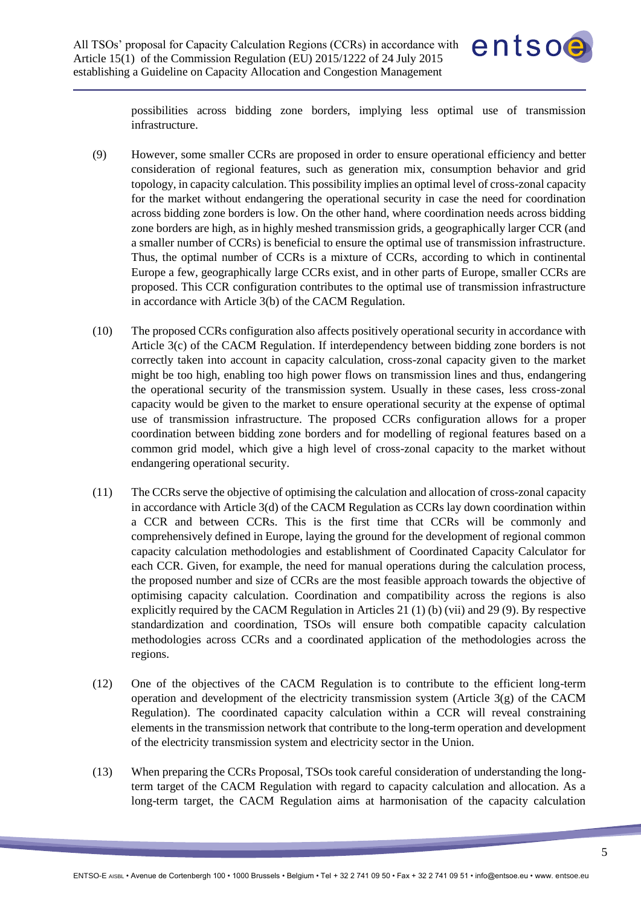possibilities across bidding zone borders, implying less optimal use of transmission infrastructure.

(9) However, some smaller CCRs are proposed in order to ensure operational efficiency and better consideration of regional features, such as generation mix, consumption behavior and grid topology, in capacity calculation. This possibility implies an optimal level of cross-zonal capacity for the market without endangering the operational security in case the need for coordination across bidding zone borders is low. On the other hand, where coordination needs across bidding zone borders are high, as in highly meshed transmission grids, a geographically larger CCR (and a smaller number of CCRs) is beneficial to ensure the optimal use of transmission infrastructure. Thus, the optimal number of CCRs is a mixture of CCRs, according to which in continental Europe a few, geographically large CCRs exist, and in other parts of Europe, smaller CCRs are proposed. This CCR configuration contributes to the optimal use of transmission infrastructure in accordance with Article 3(b) of the CACM Regulation.

(10) The proposed CCRs configuration also affects positively operational security in accordance with Article 3(c) of the CACM Regulation. If interdependency between bidding zone borders is not correctly taken into account in capacity calculation, cross-zonal capacity given to the market might be too high, enabling too high power flows on transmission lines and thus, endangering the operational security of the transmission system. Usually in these cases, less cross-zonal capacity would be given to the market to ensure operational security at the expense of optimal use of transmission infrastructure. The proposed CCRs configuration allows for a proper coordination between bidding zone borders and for modelling of regional features based on a common grid model, which give a high level of cross-zonal capacity to the market without endangering operational security.

(11) The CCRs serve the objective of optimising the calculation and allocation of cross-zonal capacity in accordance with Article 3(d) of the CACM Regulation as CCRs lay down coordination within a CCR and between CCRs. This is the first time that CCRs will be commonly and comprehensively defined in Europe, laying the ground for the development of regional common capacity calculation methodologies and establishment of Coordinated Capacity Calculator for each CCR. Given, for example, the need for manual operations during the calculation process, the proposed number and size of CCRs are the most feasible approach towards the objective of optimising capacity calculation. Coordination and compatibility across the regions is also explicitly required by the CACM Regulation in Articles 21 (1) (b) (vii) and 29 (9). By respective standardization and coordination, TSOs will ensure both compatible capacity calculation methodologies across CCRs and a coordinated application of the methodologies across the regions.

(12) One of the objectives of the CACM Regulation is to contribute to the efficient long-term operation and development of the electricity transmission system (Article 3(g) of the CACM Regulation). The coordinated capacity calculation within a CCR will reveal constraining elements in the transmission network that contribute to the long-term operation and development of the electricity transmission system and electricity sector in the Union.

(13) When preparing the CCRs Proposal, TSOs took careful consideration of understanding the long-term target of the CACM Regulation with regard to capacity calculation and allocation. As a long-term target, the CACM Regulation aims at harmonisation of the capacity calculation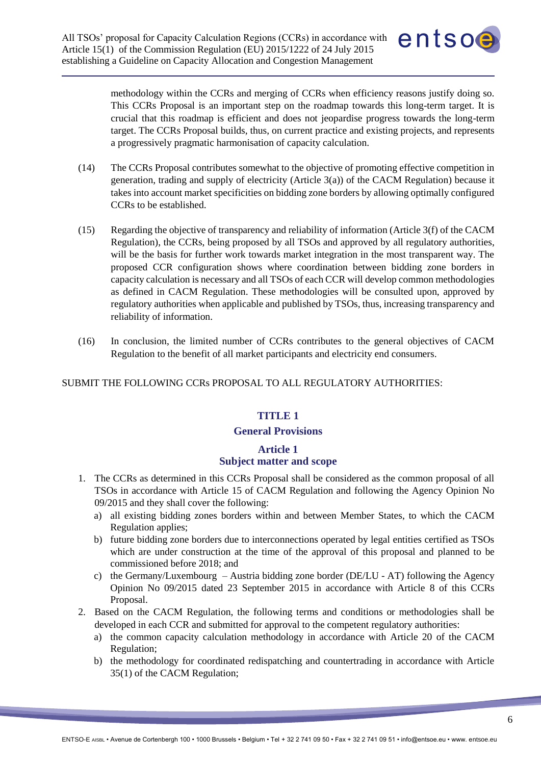methodology within the CCRs and merging of CCRs when efficiency reasons justify doing so. This CCRs Proposal is an important step on the roadmap towards this long-term target. It is crucial that this roadmap is efficient and does not jeopardise progress towards the long-term target. The CCRs Proposal builds, thus, on current practice and existing projects, and represents a progressively pragmatic harmonisation of capacity calculation.

(14) The CCRs Proposal contributes somewhat to the objective of promoting effective competition in generation, trading and supply of electricity (Article 3(a)) of the CACM Regulation) because it takes into account market specificities on bidding zone borders by allowing optimally configured CCRs to be established.

(15) Regarding the objective of transparency and reliability of information (Article 3(f) of the CACM Regulation), the CCRs, being proposed by all TSOs and approved by all regulatory authorities, will be the basis for further work towards market integration in the most transparent way. The proposed CCR configuration shows where coordination between bidding zone borders in capacity calculation is necessary and all TSOs of each CCR will develop common methodologies as defined in CACM Regulation. These methodologies will be consulted upon, approved by regulatory authorities when applicable and published by TSOs, thus, increasing transparency and reliability of information.

(16) In conclusion, the limited number of CCRs contributes to the general objectives of CACM Regulation to the benefit of all market participants and electricity end consumers.

SUBMIT THE FOLLOWING CCRs PROPOSAL TO ALL REGULATORY AUTHORITIES:

# TITLE 1
# General Provisions

## Article 1
## Subject matter and scope

1. The CCRs as determined in this CCRs Proposal shall be considered as the common proposal of all TSOs in accordance with Article 15 of CACM Regulation and following the Agency Opinion No 09/2015 and they shall cover the following:
   a) all existing bidding zones borders within and between Member States, to which the CACM Regulation applies;
   b) future bidding zone borders due to interconnections operated by legal entities certified as TSOs which are under construction at the time of the approval of this proposal and planned to be commissioned before 2018; and
   c) the Germany/Luxembourg – Austria bidding zone border (DE/LU - AT) following the Agency Opinion No 09/2015 dated 23 September 2015 in accordance with Article 8 of this CCRs Proposal.
2. Based on the CACM Regulation, the following terms and conditions or methodologies shall be developed in each CCR and submitted for approval to the competent regulatory authorities:
   a) the common capacity calculation methodology in accordance with Article 20 of the CACM Regulation;
   b) the methodology for coordinated redispatching and countertrading in accordance with Article 35(1) of the CACM Regulation;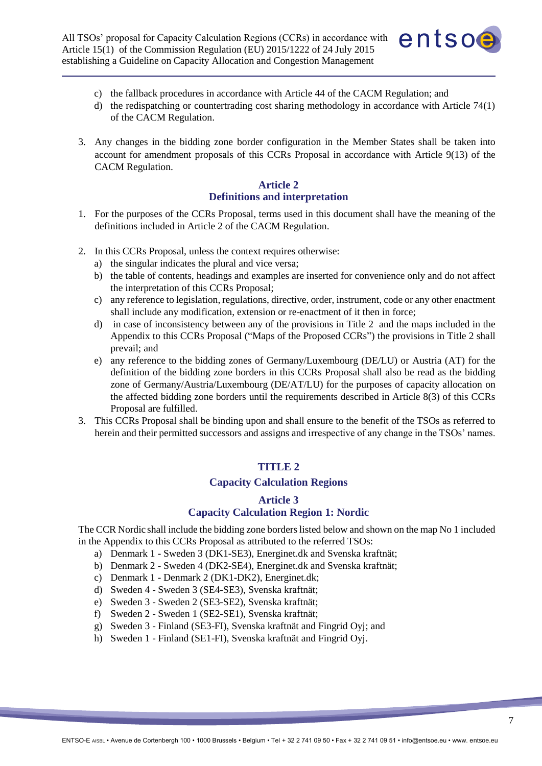c) the fallback procedures in accordance with Article 44 of the CACM Regulation; and
d) the redispatching or countertrading cost sharing methodology in accordance with Article 74(1) of the CACM Regulation.

3. Any changes in the bidding zone border configuration in the Member States shall be taken into account for amendment proposals of this CCRs Proposal in accordance with Article 9(13) of the CACM Regulation.

## Article 2
## Definitions and interpretation

1. For the purposes of the CCRs Proposal, terms used in this document shall have the meaning of the definitions included in Article 2 of the CACM Regulation.

2. In this CCRs Proposal, unless the context requires otherwise:
   a) the singular indicates the plural and vice versa;
   b) the table of contents, headings and examples are inserted for convenience only and do not affect the interpretation of this CCRs Proposal;
   c) any reference to legislation, regulations, directive, order, instrument, code or any other enactment shall include any modification, extension or re-enactment of it then in force;
   d) in case of inconsistency between any of the provisions in Title 2 and the maps included in the Appendix to this CCRs Proposal ("Maps of the Proposed CCRs") the provisions in Title 2 shall prevail; and
   e) any reference to the bidding zones of Germany/Luxembourg (DE/LU) or Austria (AT) for the definition of the bidding zone borders in this CCRs Proposal shall also be read as the bidding zone of Germany/Austria/Luxembourg (DE/AT/LU) for the purposes of capacity allocation on the affected bidding zone borders until the requirements described in Article 8(3) of this CCRs Proposal are fulfilled.

3. This CCRs Proposal shall be binding upon and shall ensure to the benefit of the TSOs as referred to herein and their permitted successors and assigns and irrespective of any change in the TSOs' names.

# TITLE 2
# Capacity Calculation Regions

## Article 3
## Capacity Calculation Region 1: Nordic

The CCR Nordic shall include the bidding zone borders listed below and shown on the map No 1 included in the Appendix to this CCRs Proposal as attributed to the referred TSOs:

a) Denmark 1 - Sweden 3 (DK1-SE3), Energinet.dk and Svenska kraftnät;
b) Denmark 2 - Sweden 4 (DK2-SE4), Energinet.dk and Svenska kraftnät;
c) Denmark 1 - Denmark 2 (DK1-DK2), Energinet.dk;
d) Sweden 4 - Sweden 3 (SE4-SE3), Svenska kraftnät;
e) Sweden 3 - Sweden 2 (SE3-SE2), Svenska kraftnät;
f) Sweden 2 - Sweden 1 (SE2-SE1), Svenska kraftnät;
g) Sweden 3 - Finland (SE3-FI), Svenska kraftnät and Fingrid Oyj; and
h) Sweden 1 - Finland (SE1-FI), Svenska kraftnät and Fingrid Oyj.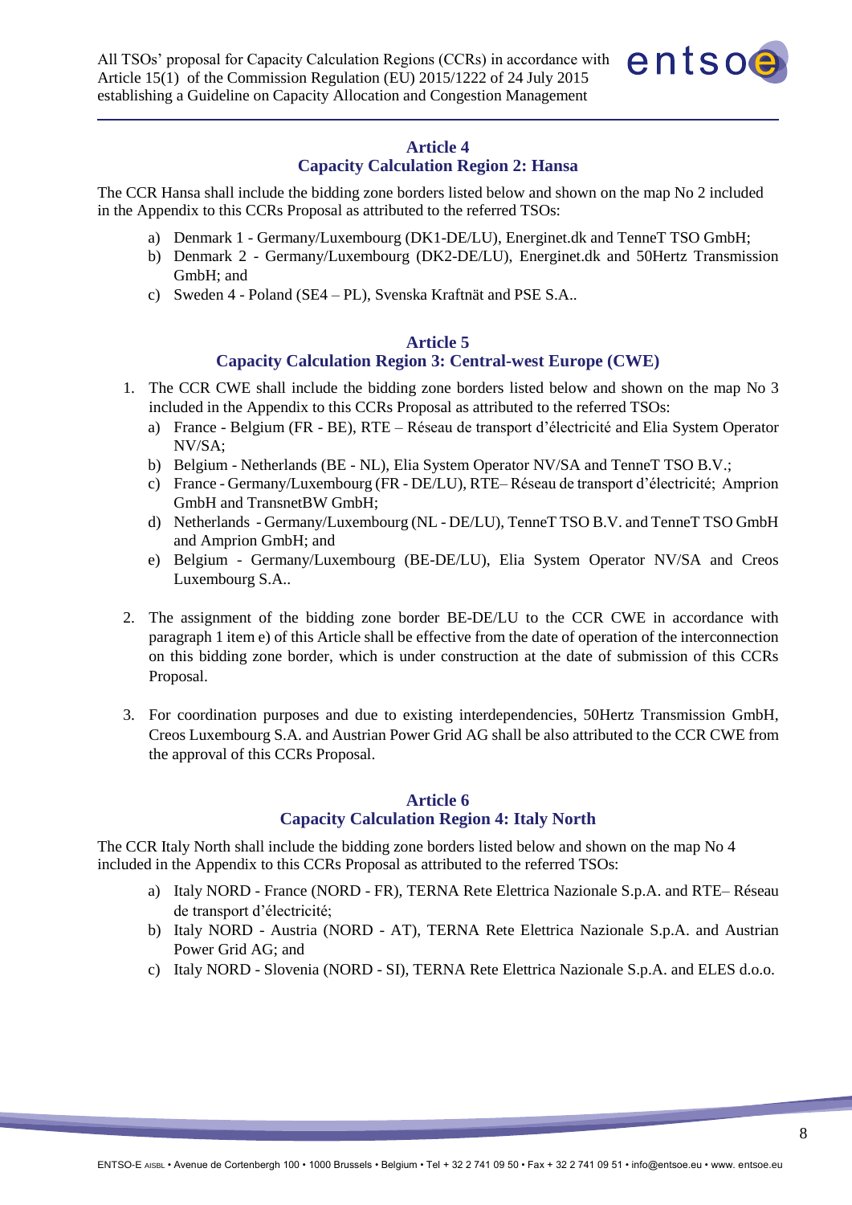## Article 4
## Capacity Calculation Region 2: Hansa

The CCR Hansa shall include the bidding zone borders listed below and shown on the map No 2 included in the Appendix to this CCRs Proposal as attributed to the referred TSOs:

a) Denmark 1 - Germany/Luxembourg (DK1-DE/LU), Energinet.dk and TenneT TSO GmbH;
b) Denmark 2 - Germany/Luxembourg (DK2-DE/LU), Energinet.dk and 50Hertz Transmission GmbH; and
c) Sweden 4 - Poland (SE4 – PL), Svenska Kraftnät and PSE S.A..

## Article 5
## Capacity Calculation Region 3: Central-west Europe (CWE)

1. The CCR CWE shall include the bidding zone borders listed below and shown on the map No 3 included in the Appendix to this CCRs Proposal as attributed to the referred TSOs:
   a) France - Belgium (FR - BE), RTE – Réseau de transport d'électricité and Elia System Operator NV/SA;
   b) Belgium - Netherlands (BE - NL), Elia System Operator NV/SA and TenneT TSO B.V.;
   c) France - Germany/Luxembourg (FR - DE/LU), RTE– Réseau de transport d'électricité; Amprion GmbH and TransnetBW GmbH;
   d) Netherlands - Germany/Luxembourg (NL - DE/LU), TenneT TSO B.V. and TenneT TSO GmbH and Amprion GmbH; and
   e) Belgium - Germany/Luxembourg (BE-DE/LU), Elia System Operator NV/SA and Creos Luxembourg S.A..

2. The assignment of the bidding zone border BE-DE/LU to the CCR CWE in accordance with paragraph 1 item e) of this Article shall be effective from the date of operation of the interconnection on this bidding zone border, which is under construction at the date of submission of this CCRs Proposal.

3. For coordination purposes and due to existing interdependencies, 50Hertz Transmission GmbH, Creos Luxembourg S.A. and Austrian Power Grid AG shall be also attributed to the CCR CWE from the approval of this CCRs Proposal.

## Article 6
## Capacity Calculation Region 4: Italy North

The CCR Italy North shall include the bidding zone borders listed below and shown on the map No 4 included in the Appendix to this CCRs Proposal as attributed to the referred TSOs:

a) Italy NORD - France (NORD - FR), TERNA Rete Elettrica Nazionale S.p.A. and RTE– Réseau de transport d'électricité;
b) Italy NORD - Austria (NORD - AT), TERNA Rete Elettrica Nazionale S.p.A. and Austrian Power Grid AG; and
c) Italy NORD - Slovenia (NORD - SI), TERNA Rete Elettrica Nazionale S.p.A. and ELES d.o.o.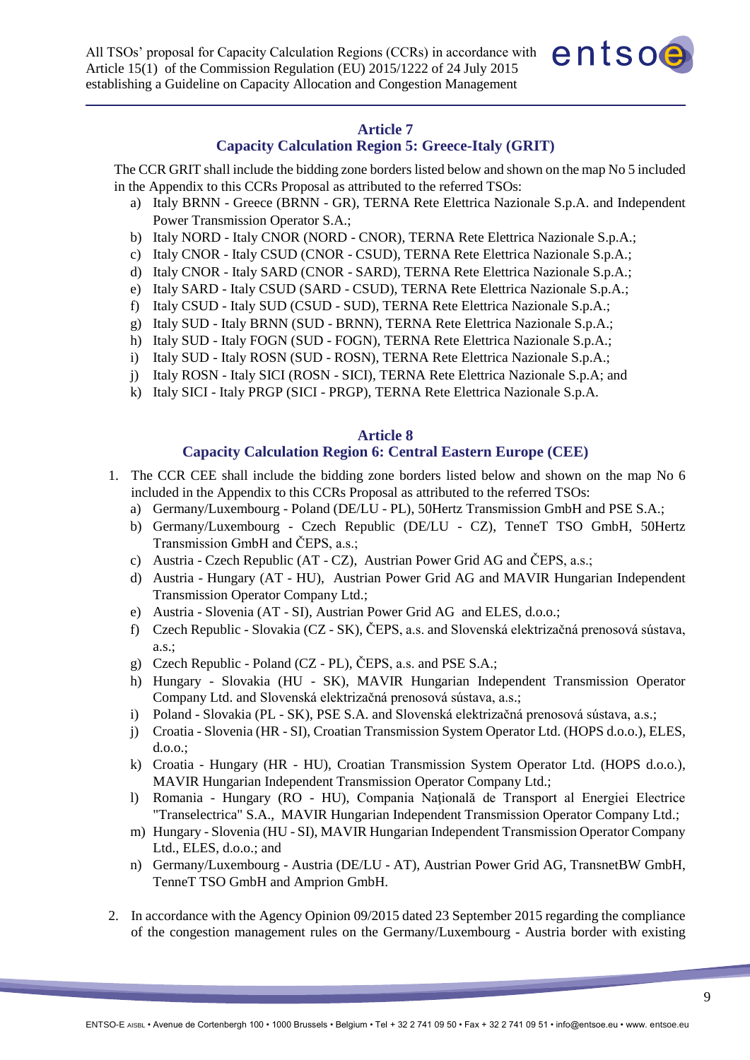## Article 7
## Capacity Calculation Region 5: Greece-Italy (GRIT)

The CCR GRIT shall include the bidding zone borders listed below and shown on the map No 5 included in the Appendix to this CCRs Proposal as attributed to the referred TSOs:

a) Italy BRNN - Greece (BRNN - GR), TERNA Rete Elettrica Nazionale S.p.A. and Independent Power Transmission Operator S.A.;
b) Italy NORD - Italy CNOR (NORD - CNOR), TERNA Rete Elettrica Nazionale S.p.A.;
c) Italy CNOR - Italy CSUD (CNOR - CSUD), TERNA Rete Elettrica Nazionale S.p.A.;
d) Italy CNOR - Italy SARD (CNOR - SARD), TERNA Rete Elettrica Nazionale S.p.A.;
e) Italy SARD - Italy CSUD (SARD - CSUD), TERNA Rete Elettrica Nazionale S.p.A.;
f) Italy CSUD - Italy SUD (CSUD - SUD), TERNA Rete Elettrica Nazionale S.p.A.;
g) Italy SUD - Italy BRNN (SUD - BRNN), TERNA Rete Elettrica Nazionale S.p.A.;
h) Italy SUD - Italy FOGN (SUD - FOGN), TERNA Rete Elettrica Nazionale S.p.A.;
i) Italy SUD - Italy ROSN (SUD - ROSN), TERNA Rete Elettrica Nazionale S.p.A.;
j) Italy ROSN - Italy SICI (ROSN - SICI), TERNA Rete Elettrica Nazionale S.p.A; and
k) Italy SICI - Italy PRGP (SICI - PRGP), TERNA Rete Elettrica Nazionale S.p.A.

## Article 8
## Capacity Calculation Region 6: Central Eastern Europe (CEE)

1. The CCR CEE shall include the bidding zone borders listed below and shown on the map No 6 included in the Appendix to this CCRs Proposal as attributed to the referred TSOs:
   a) Germany/Luxembourg - Poland (DE/LU - PL), 50Hertz Transmission GmbH and PSE S.A.;
   b) Germany/Luxembourg - Czech Republic (DE/LU - CZ), TenneT TSO GmbH, 50Hertz Transmission GmbH and ČEPS, a.s.;
   c) Austria - Czech Republic (AT - CZ), Austrian Power Grid AG and ČEPS, a.s.;
   d) Austria - Hungary (AT - HU), Austrian Power Grid AG and MAVIR Hungarian Independent Transmission Operator Company Ltd.;
   e) Austria - Slovenia (AT - SI), Austrian Power Grid AG and ELES, d.o.o.;
   f) Czech Republic - Slovakia (CZ - SK), ČEPS, a.s. and Slovenská elektrizačná prenosová sústava, a.s.;
   g) Czech Republic - Poland (CZ - PL), ČEPS, a.s. and PSE S.A.;
   h) Hungary - Slovakia (HU - SK), MAVIR Hungarian Independent Transmission Operator Company Ltd. and Slovenská elektrizačná prenosová sústava, a.s.;
   i) Poland - Slovakia (PL - SK), PSE S.A. and Slovenská elektrizačná prenosová sústava, a.s.;
   j) Croatia - Slovenia (HR - SI), Croatian Transmission System Operator Ltd. (HOPS d.o.o.), ELES, d.o.o.;
   k) Croatia - Hungary (HR - HU), Croatian Transmission System Operator Ltd. (HOPS d.o.o.), MAVIR Hungarian Independent Transmission Operator Company Ltd.;
   l) Romania - Hungary (RO - HU), Compania Naţională de Transport al Energiei Electrice "Transelectrica" S.A., MAVIR Hungarian Independent Transmission Operator Company Ltd.;
   m) Hungary - Slovenia (HU - SI), MAVIR Hungarian Independent Transmission Operator Company Ltd., ELES, d.o.o.; and
   n) Germany/Luxembourg - Austria (DE/LU - AT), Austrian Power Grid AG, TransnetBW GmbH, TenneT TSO GmbH and Amprion GmbH.

2. In accordance with the Agency Opinion 09/2015 dated 23 September 2015 regarding the compliance of the congestion management rules on the Germany/Luxembourg - Austria border with existing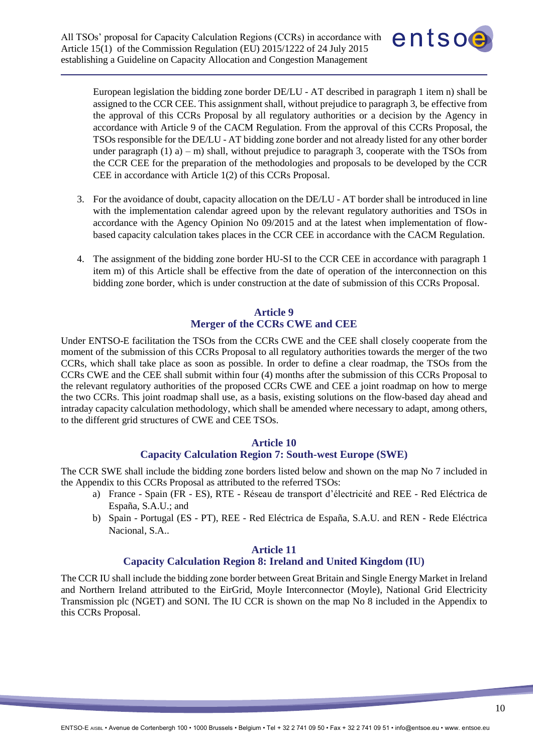European legislation the bidding zone border DE/LU - AT described in paragraph 1 item n) shall be assigned to the CCR CEE. This assignment shall, without prejudice to paragraph 3, be effective from the approval of this CCRs Proposal by all regulatory authorities or a decision by the Agency in accordance with Article 9 of the CACM Regulation. From the approval of this CCRs Proposal, the TSOs responsible for the DE/LU - AT bidding zone border and not already listed for any other border under paragraph (1) a) – m) shall, without prejudice to paragraph 3, cooperate with the TSOs from the CCR CEE for the preparation of the methodologies and proposals to be developed by the CCR CEE in accordance with Article 1(2) of this CCRs Proposal.

3. For the avoidance of doubt, capacity allocation on the DE/LU - AT border shall be introduced in line with the implementation calendar agreed upon by the relevant regulatory authorities and TSOs in accordance with the Agency Opinion No 09/2015 and at the latest when implementation of flow-based capacity calculation takes places in the CCR CEE in accordance with the CACM Regulation.

4. The assignment of the bidding zone border HU-SI to the CCR CEE in accordance with paragraph 1 item m) of this Article shall be effective from the date of operation of the interconnection on this bidding zone border, which is under construction at the date of submission of this CCRs Proposal.

## Article 9
## Merger of the CCRs CWE and CEE

Under ENTSO-E facilitation the TSOs from the CCRs CWE and the CEE shall closely cooperate from the moment of the submission of this CCRs Proposal to all regulatory authorities towards the merger of the two CCRs, which shall take place as soon as possible. In order to define a clear roadmap, the TSOs from the CCRs CWE and the CEE shall submit within four (4) months after the submission of this CCRs Proposal to the relevant regulatory authorities of the proposed CCRs CWE and CEE a joint roadmap on how to merge the two CCRs. This joint roadmap shall use, as a basis, existing solutions on the flow-based day ahead and intraday capacity calculation methodology, which shall be amended where necessary to adapt, among others, to the different grid structures of CWE and CEE TSOs.

## Article 10
## Capacity Calculation Region 7: South-west Europe (SWE)

The CCR SWE shall include the bidding zone borders listed below and shown on the map No 7 included in the Appendix to this CCRs Proposal as attributed to the referred TSOs:

a) France - Spain (FR - ES), RTE - Réseau de transport d'électricité and REE - Red Eléctrica de España, S.A.U.; and
b) Spain - Portugal (ES - PT), REE - Red Eléctrica de España, S.A.U. and REN - Rede Eléctrica Nacional, S.A..

## Article 11
## Capacity Calculation Region 8: Ireland and United Kingdom (IU)

The CCR IU shall include the bidding zone border between Great Britain and Single Energy Market in Ireland and Northern Ireland attributed to the EirGrid, Moyle Interconnector (Moyle), National Grid Electricity Transmission plc (NGET) and SONI. The IU CCR is shown on the map No 8 included in the Appendix to this CCRs Proposal.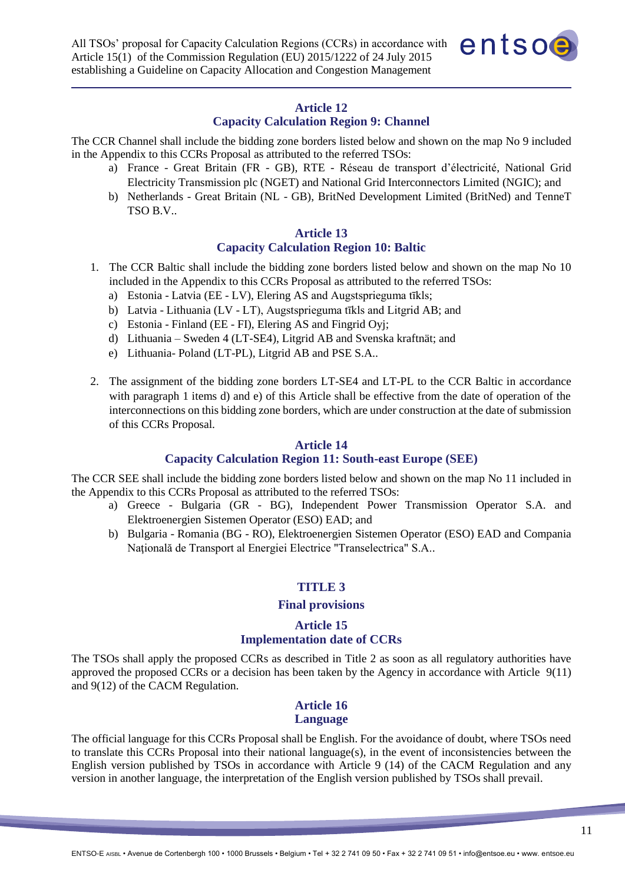## Article 12
## Capacity Calculation Region 9: Channel

The CCR Channel shall include the bidding zone borders listed below and shown on the map No 9 included in the Appendix to this CCRs Proposal as attributed to the referred TSOs:

a) France - Great Britain (FR - GB), RTE - Réseau de transport d'électricité, National Grid Electricity Transmission plc (NGET) and National Grid Interconnectors Limited (NGIC); and
b) Netherlands - Great Britain (NL - GB), BritNed Development Limited (BritNed) and TenneT TSO B.V..

## Article 13
## Capacity Calculation Region 10: Baltic

1. The CCR Baltic shall include the bidding zone borders listed below and shown on the map No 10 included in the Appendix to this CCRs Proposal as attributed to the referred TSOs:
   a) Estonia - Latvia (EE - LV), Elering AS and Augstsprieguma tīkls;
   b) Latvia - Lithuania (LV - LT), Augstsprieguma tīkls and Litgrid AB; and
   c) Estonia - Finland (EE - FI), Elering AS and Fingrid Oyj;
   d) Lithuania – Sweden 4 (LT-SE4), Litgrid AB and Svenska kraftnät; and
   e) Lithuania- Poland (LT-PL), Litgrid AB and PSE S.A..

2. The assignment of the bidding zone borders LT-SE4 and LT-PL to the CCR Baltic in accordance with paragraph 1 items d) and e) of this Article shall be effective from the date of operation of the interconnections on this bidding zone borders, which are under construction at the date of submission of this CCRs Proposal.

## Article 14
## Capacity Calculation Region 11: South-east Europe (SEE)

The CCR SEE shall include the bidding zone borders listed below and shown on the map No 11 included in the Appendix to this CCRs Proposal as attributed to the referred TSOs:

a) Greece - Bulgaria (GR - BG), Independent Power Transmission Operator S.A. and Elektroenergien Sistemen Operator (ESO) EAD; and
b) Bulgaria - Romania (BG - RO), Elektroenergien Sistemen Operator (ESO) EAD and Compania Națională de Transport al Energiei Electrice "Transelectrica" S.A..

# TITLE 3
# Final provisions

## Article 15
## Implementation date of CCRs

The TSOs shall apply the proposed CCRs as described in Title 2 as soon as all regulatory authorities have approved the proposed CCRs or a decision has been taken by the Agency in accordance with Article 9(11) and 9(12) of the CACM Regulation.

## Article 16
## Language

The official language for this CCRs Proposal shall be English. For the avoidance of doubt, where TSOs need to translate this CCRs Proposal into their national language(s), in the event of inconsistencies between the English version published by TSOs in accordance with Article 9 (14) of the CACM Regulation and any version in another language, the interpretation of the English version published by TSOs shall prevail.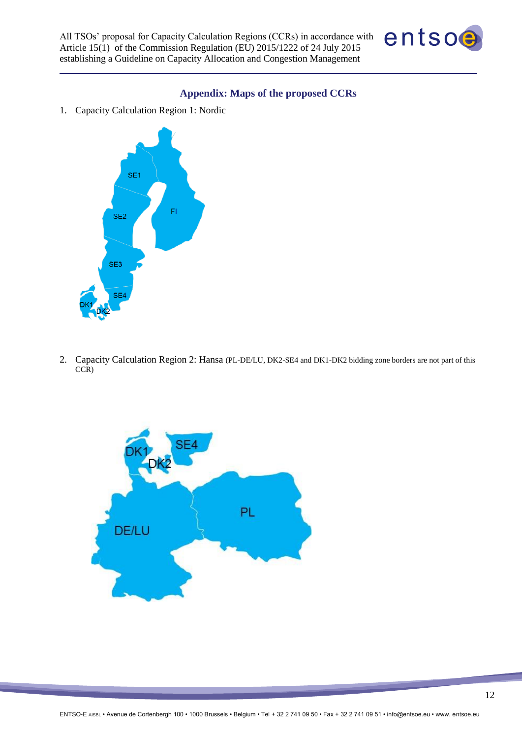## Appendix: Maps of the proposed CCRs

1. Capacity Calculation Region 1: Nordic

2. Capacity Calculation Region 2: Hansa (PL-DE/LU, DK2-SE4 and DK1-DK2 bidding zone borders are not part of this CCR)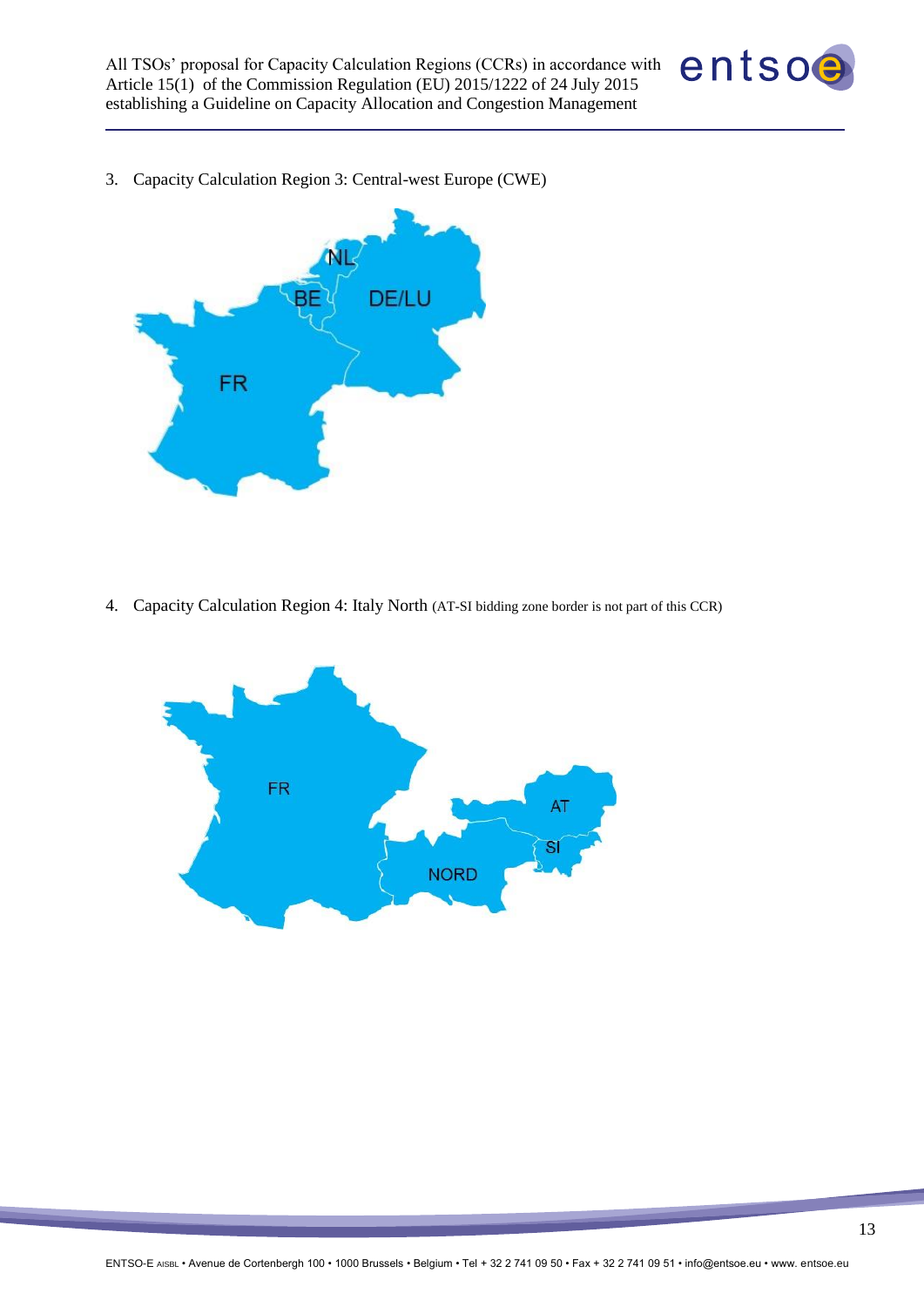3. Capacity Calculation Region 3: Central-west Europe (CWE)

4. Capacity Calculation Region 4: Italy North (AT-SI bidding zone border is not part of this CCR)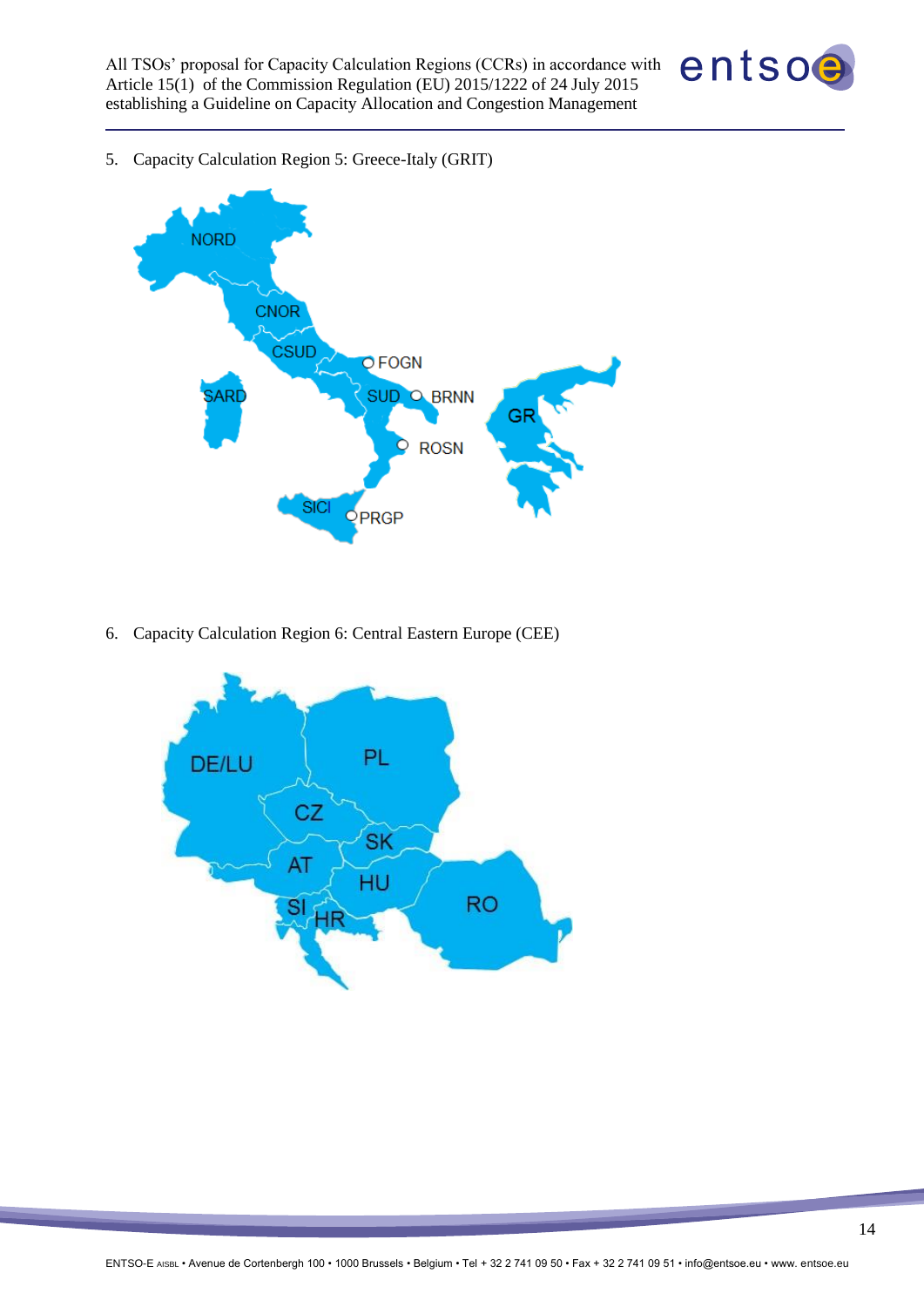5. Capacity Calculation Region 5: Greece-Italy (GRIT)

6. Capacity Calculation Region 6: Central Eastern Europe (CEE)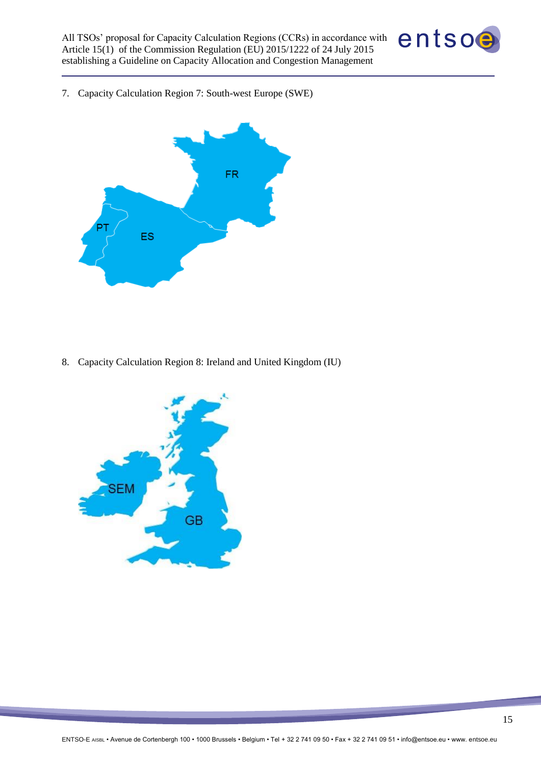7. Capacity Calculation Region 7: South-west Europe (SWE)

FR

PT

ES

8. Capacity Calculation Region 8: Ireland and United Kingdom (IU)

SEM

GB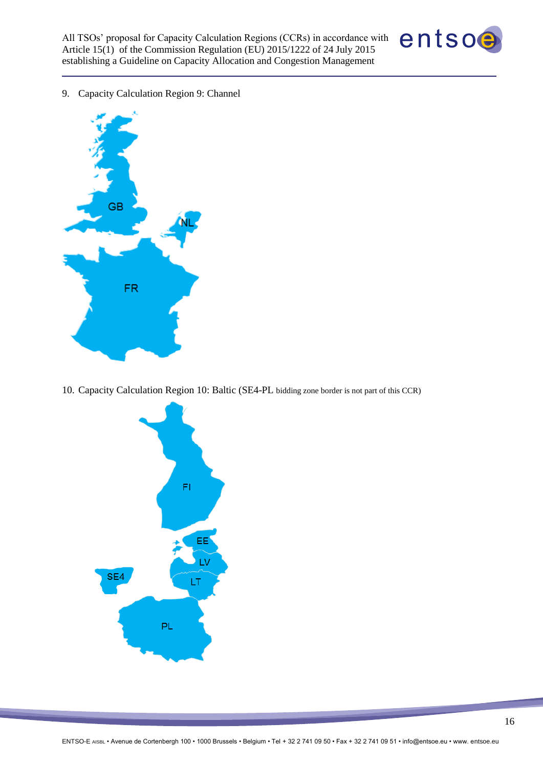9. Capacity Calculation Region 9: Channel

GB

NL

FR

10. Capacity Calculation Region 10: Baltic (SE4-PL bidding zone border is not part of this CCR)

FI

EE

LV

LT

SE4

PL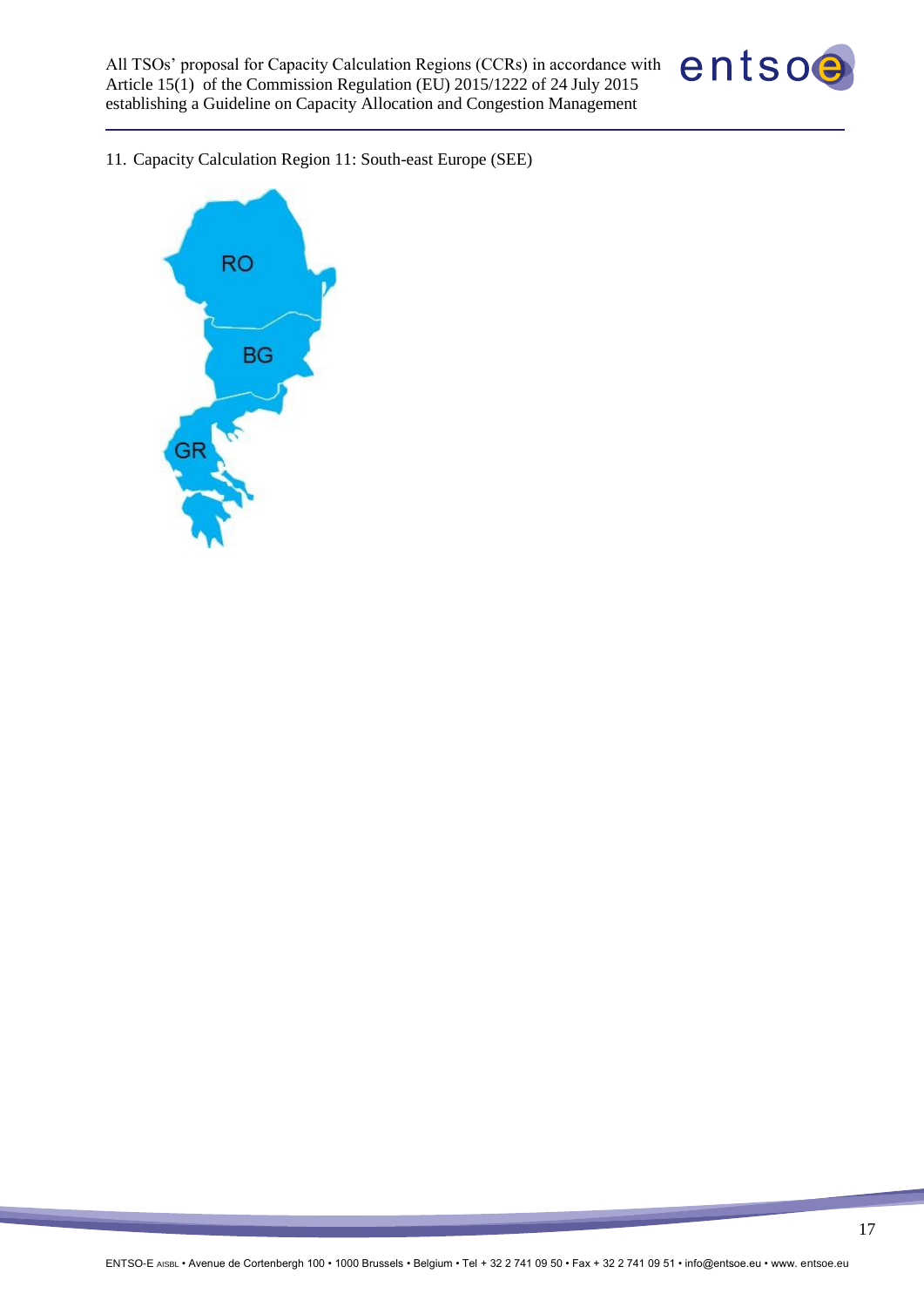11. Capacity Calculation Region 11: South-east Europe (SEE)

RO

BG

GR